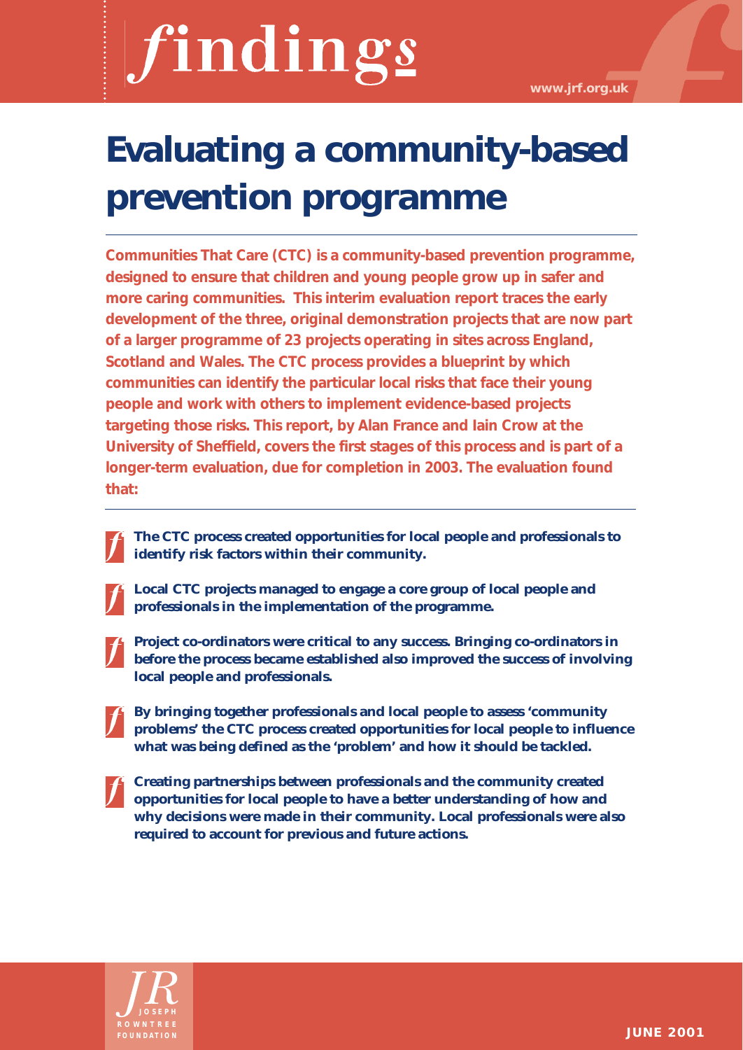# findings

www.jrf.org.uk

# Evaluating a community-based prevention programme

**Communities That Care (CTC) is a community-based prevention programme, designed to ensure that children and young people grow up in safer and more caring communities. This interim evaluation report traces the early development of the three, original demonstration projects that are now part of a larger programme of 23 projects operating in sites across England, Scotland and Wales. The CTC process provides a blueprint by which communities can identify the particular local risks that face their young people and work with others to implement evidence-based projects targeting those risks. This report, by Alan France and Iain Crow at the University of Sheffield, covers the first stages of this process and is part of a longer-term evaluation, due for completion in 2003. The evaluation found that:**

- **The CTC process created opportunities for local people and professionals to identify risk factors within their community.**
- **Local CTC projects managed to engage a core group of local people and professionals in the implementation of the programme.**
- **Project co-ordinators were critical to any success. Bringing co-ordinators in before the process became established also improved the success of involving local people and professionals.**
- **By bringing together professionals and local people to assess 'community problems' the CTC process created opportunities for local people to influence what was being defined as the 'problem' and how it should be tackled.**
- **Creating partnerships between professionals and the community created opportunities for local people to have a better understanding of how and why decisions were made in their community. Local professionals were also required to account for previous and future actions.**

JOSEPH ROWNTREE FOUNDATION

JUNE 2001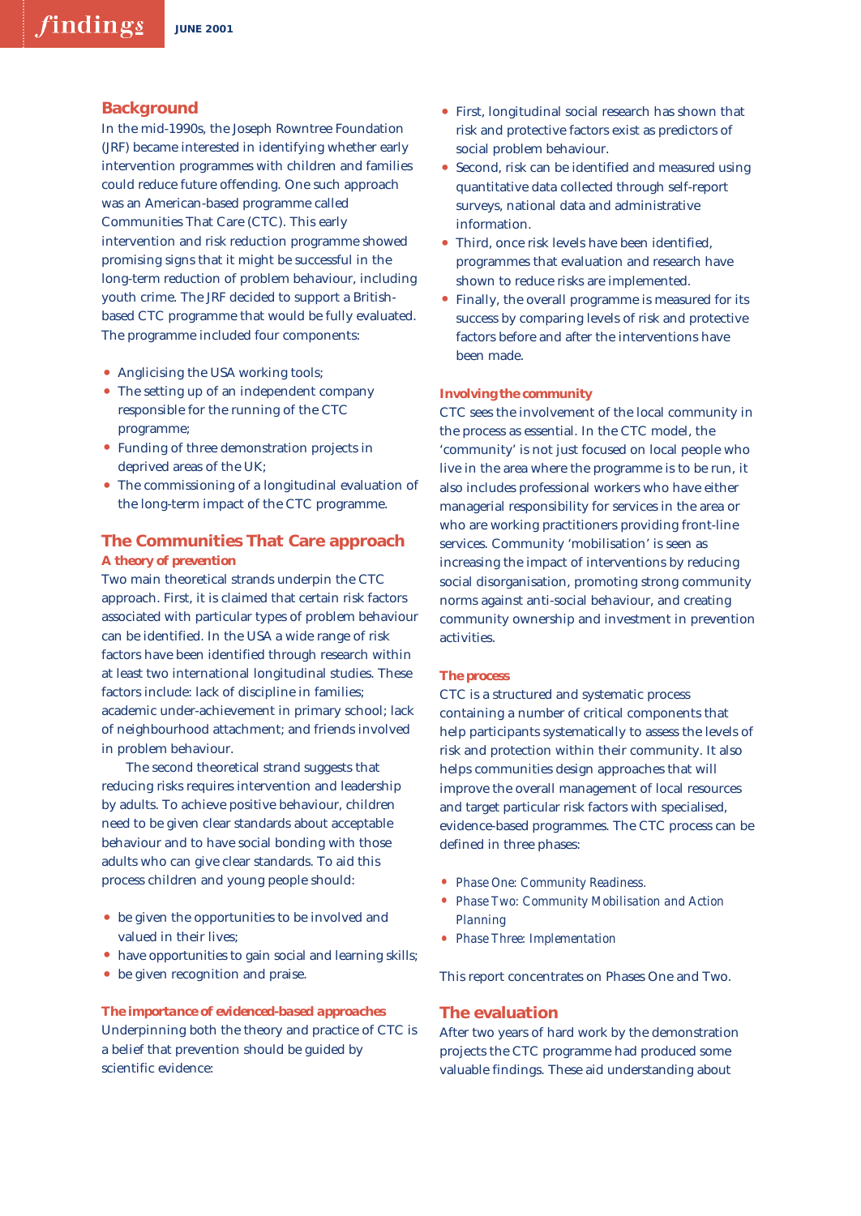## Background

In the mid-1990s, the Joseph Rowntree Foundation (JRF) became interested in identifying whether early intervention programmes with children and families could reduce future offending. One such approach was an American-based programme called Communities That Care (CTC). This early intervention and risk reduction programme showed promising signs that it might be successful in the long-term reduction of problem behaviour, including youth crime. The JRF decided to support a British-based CTC programme that would be fully evaluated. The programme included four components:

- Anglicising the USA working tools;
- The setting up of an independent company responsible for the running of the CTC programme;
- Funding of three demonstration projects in deprived areas of the UK;
- The commissioning of a longitudinal evaluation of the long-term impact of the CTC programme.

## The Communities That Care approach

### A theory of prevention

Two main theoretical strands underpin the CTC approach. First, it is claimed that certain risk factors associated with particular types of problem behaviour can be identified. In the USA a wide range of risk factors have been identified through research within at least two international longitudinal studies. These factors include: lack of discipline in families; academic under-achievement in primary school; lack of neighbourhood attachment; and friends involved in problem behaviour.

The second theoretical strand suggests that reducing risks requires intervention and leadership by adults. To achieve positive behaviour, children need to be given clear standards about acceptable behaviour and to have social bonding with those adults who can give clear standards. To aid this process children and young people should:

- be given the opportunities to be involved and valued in their lives;
- have opportunities to gain social and learning skills;
- be given recognition and praise.

### The importance of evidenced-based approaches

Underpinning both the theory and practice of CTC is a belief that prevention should be guided by scientific evidence:

- First, longitudinal social research has shown that risk and protective factors exist as predictors of social problem behaviour.
- Second, risk can be identified and measured using quantitative data collected through self-report surveys, national data and administrative information.
- Third, once risk levels have been identified, programmes that evaluation and research have shown to reduce risks are implemented.
- Finally, the overall programme is measured for its success by comparing levels of risk and protective factors before and after the interventions have been made.

### Involving the community

CTC sees the involvement of the local community in the process as essential. In the CTC model, the 'community' is not just focused on local people who live in the area where the programme is to be run, it also includes professional workers who have either managerial responsibility for services in the area or who are working practitioners providing front-line services. Community 'mobilisation' is seen as increasing the impact of interventions by reducing social disorganisation, promoting strong community norms against anti-social behaviour, and creating community ownership and investment in prevention activities.

### The process

CTC is a structured and systematic process containing a number of critical components that help participants systematically to assess the levels of risk and protection within their community. It also helps communities design approaches that will improve the overall management of local resources and target particular risk factors with specialised, evidence-based programmes. The CTC process can be defined in three phases:

- *Phase One: Community Readiness.*
- *Phase Two: Community Mobilisation and Action Planning*
- *Phase Three: Implementation*

This report concentrates on Phases One and Two.

## The evaluation

After two years of hard work by the demonstration projects the CTC programme had produced some valuable findings. These aid understanding about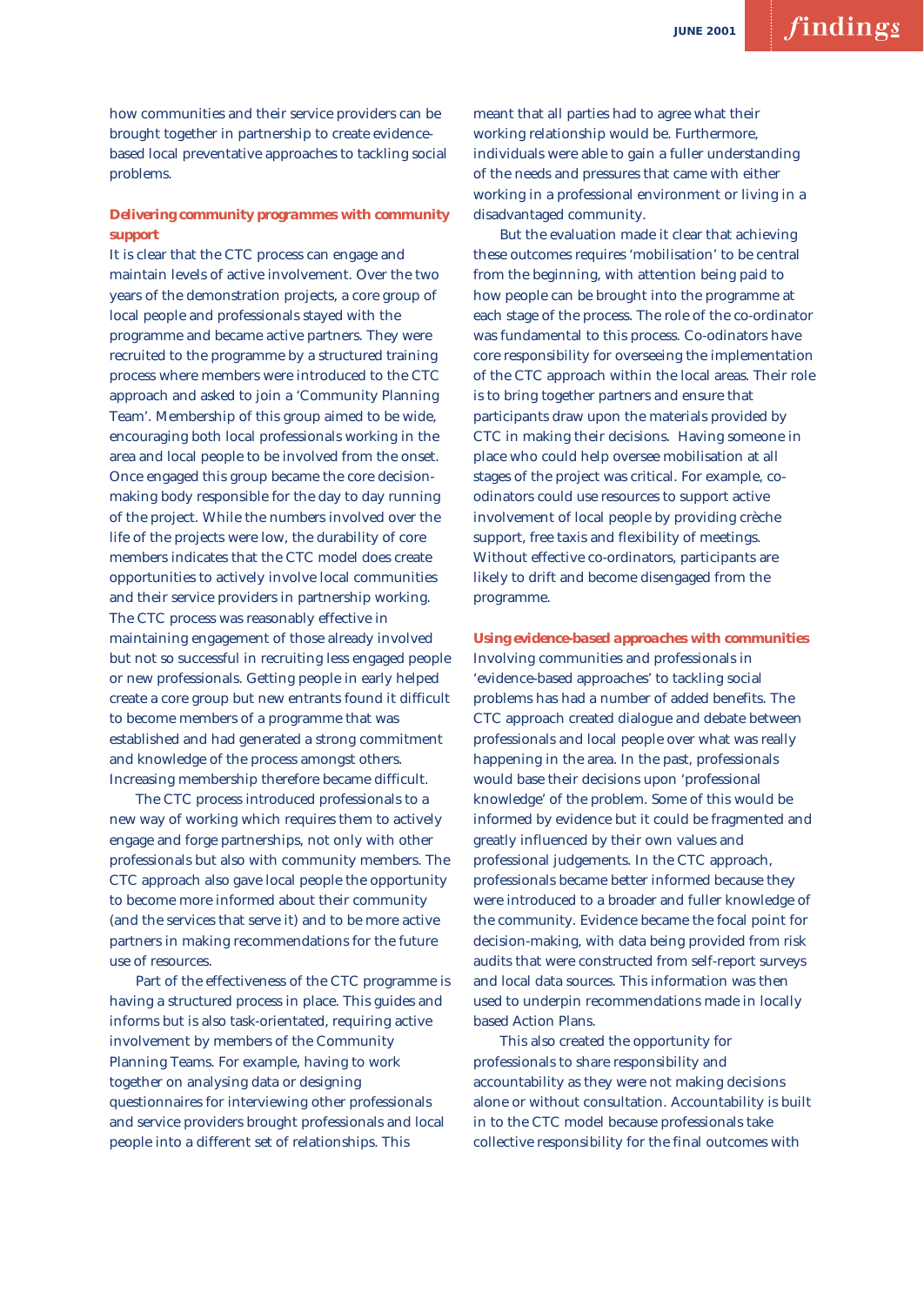how communities and their service providers can be brought together in partnership to create evidence-based local preventative approaches to tackling social problems.

**Delivering community programmes with community support**

It is clear that the CTC process can engage and maintain levels of active involvement. Over the two years of the demonstration projects, a core group of local people and professionals stayed with the programme and became active partners. They were recruited to the programme by a structured training process where members were introduced to the CTC approach and asked to join a 'Community Planning Team'. Membership of this group aimed to be wide, encouraging both local professionals working in the area and local people to be involved from the onset. Once engaged this group became the core decision-making body responsible for the day to day running of the project. While the numbers involved over the life of the projects were low, the durability of core members indicates that the CTC model does create opportunities to actively involve local communities and their service providers in partnership working. The CTC process was reasonably effective in maintaining engagement of those already involved but not so successful in recruiting less engaged people or new professionals. Getting people in early helped create a core group but new entrants found it difficult to become members of a programme that was established and had generated a strong commitment and knowledge of the process amongst others. Increasing membership therefore became difficult.

The CTC process introduced professionals to a new way of working which requires them to actively engage and forge partnerships, not only with other professionals but also with community members. The CTC approach also gave local people the opportunity to become more informed about their community (and the services that serve it) and to be more active partners in making recommendations for the future use of resources.

Part of the effectiveness of the CTC programme is having a structured process in place. This guides and informs but is also task-orientated, requiring active involvement by members of the Community Planning Teams. For example, having to work together on analysing data or designing questionnaires for interviewing other professionals and service providers brought professionals and local people into a different set of relationships. This meant that all parties had to agree what their working relationship would be. Furthermore, individuals were able to gain a fuller understanding of the needs and pressures that came with either working in a professional environment or living in a disadvantaged community.

But the evaluation made it clear that achieving these outcomes requires 'mobilisation' to be central from the beginning, with attention being paid to how people can be brought into the programme at each stage of the process. The role of the co-ordinator was fundamental to this process. Co-odinators have core responsibility for overseeing the implementation of the CTC approach within the local areas. Their role is to bring together partners and ensure that participants draw upon the materials provided by CTC in making their decisions. Having someone in place who could help oversee mobilisation at all stages of the project was critical. For example, co-odinators could use resources to support active involvement of local people by providing crèche support, free taxis and flexibility of meetings. Without effective co-ordinators, participants are likely to drift and become disengaged from the programme.

**Using evidence-based approaches with communities**

Involving communities and professionals in 'evidence-based approaches' to tackling social problems has had a number of added benefits. The CTC approach created dialogue and debate between professionals and local people over what was really happening in the area. In the past, professionals would base their decisions upon 'professional knowledge' of the problem. Some of this would be informed by evidence but it could be fragmented and greatly influenced by their own values and professional judgements. In the CTC approach, professionals became better informed because they were introduced to a broader and fuller knowledge of the community. Evidence became the focal point for decision-making, with data being provided from risk audits that were constructed from self-report surveys and local data sources. This information was then used to underpin recommendations made in locally based Action Plans.

This also created the opportunity for professionals to share responsibility and accountability as they were not making decisions alone or without consultation. Accountability is built in to the CTC model because professionals take collective responsibility for the final outcomes with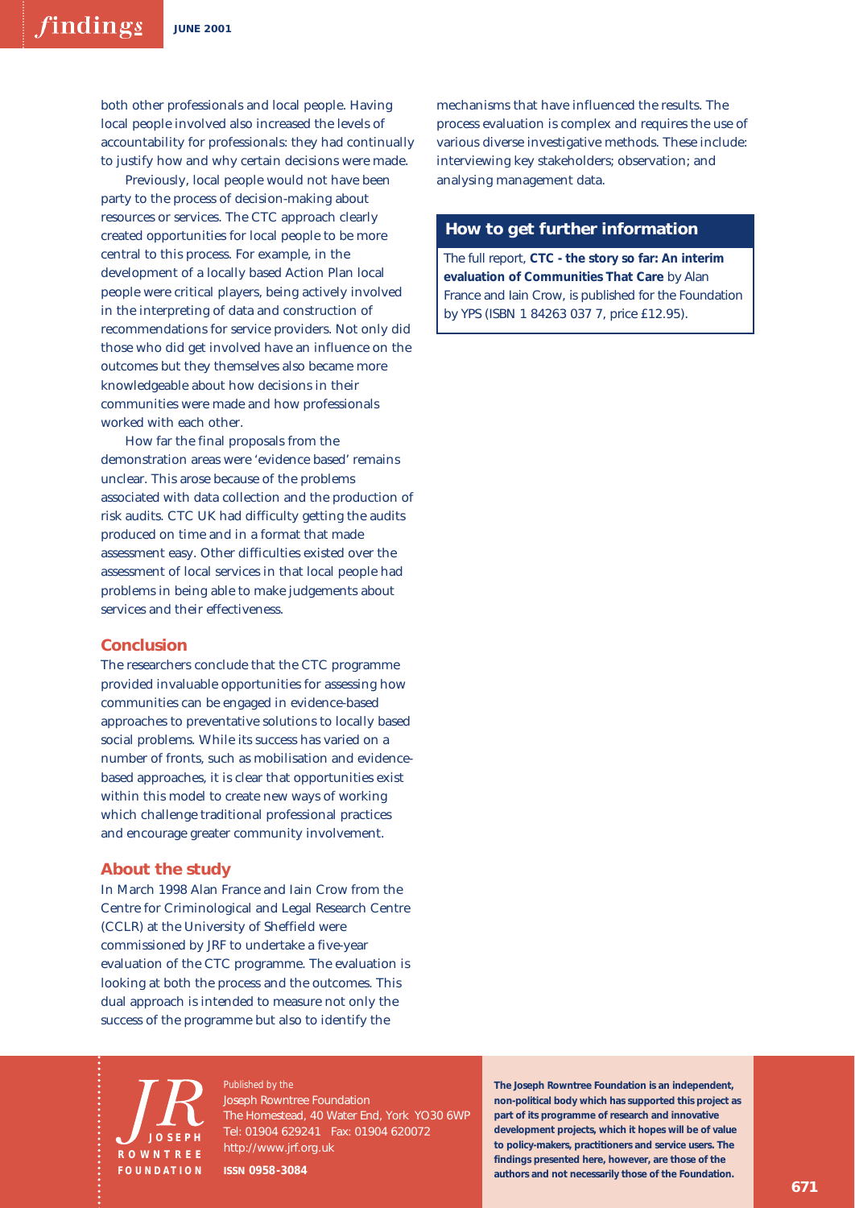both other professionals and local people. Having local people involved also increased the levels of accountability for professionals: they had continually to justify how and why certain decisions were made.

Previously, local people would not have been party to the process of decision-making about resources or services. The CTC approach clearly created opportunities for local people to be more central to this process. For example, in the development of a locally based Action Plan local people were critical players, being actively involved in the interpreting of data and construction of recommendations for service providers. Not only did those who did get involved have an influence on the outcomes but they themselves also became more knowledgeable about how decisions in their communities were made and how professionals worked with each other.

How far the final proposals from the demonstration areas were 'evidence based' remains unclear. This arose because of the problems associated with data collection and the production of risk audits. CTC UK had difficulty getting the audits produced on time and in a format that made assessment easy. Other difficulties existed over the assessment of local services in that local people had problems in being able to make judgements about services and their effectiveness.

## Conclusion

The researchers conclude that the CTC programme provided invaluable opportunities for assessing how communities can be engaged in evidence-based approaches to preventative solutions to locally based social problems. While its success has varied on a number of fronts, such as mobilisation and evidence-based approaches, it is clear that opportunities exist within this model to create new ways of working which challenge traditional professional practices and encourage greater community involvement.

## About the study

In March 1998 Alan France and Iain Crow from the Centre for Criminological and Legal Research Centre (CCLR) at the University of Sheffield were commissioned by JRF to undertake a five-year evaluation of the CTC programme. The evaluation is looking at both the process and the outcomes. This dual approach is intended to measure not only the success of the programme but also to identify the mechanisms that have influenced the results. The process evaluation is complex and requires the use of various diverse investigative methods. These include: interviewing key stakeholders; observation; and analysing management data.

## How to get further information

The full report, **CTC - the story so far: An interim evaluation of Communities That Care** by Alan France and Iain Crow, is published for the Foundation by YPS (ISBN 1 84263 037 7, price £12.95).

*Published by the*
Joseph Rowntree Foundation
The Homestead, 40 Water End, York YO30 6WP
Tel: 01904 629241 Fax: 01904 620072
http://www.jrf.org.uk

**ISSN 0958-3084**

**The Joseph Rowntree Foundation is an independent, non-political body which has supported this project as part of its programme of research and innovative development projects, which it hopes will be of value to policy-makers, practitioners and service users. The findings presented here, however, are those of the authors and not necessarily those of the Foundation.**

**671**